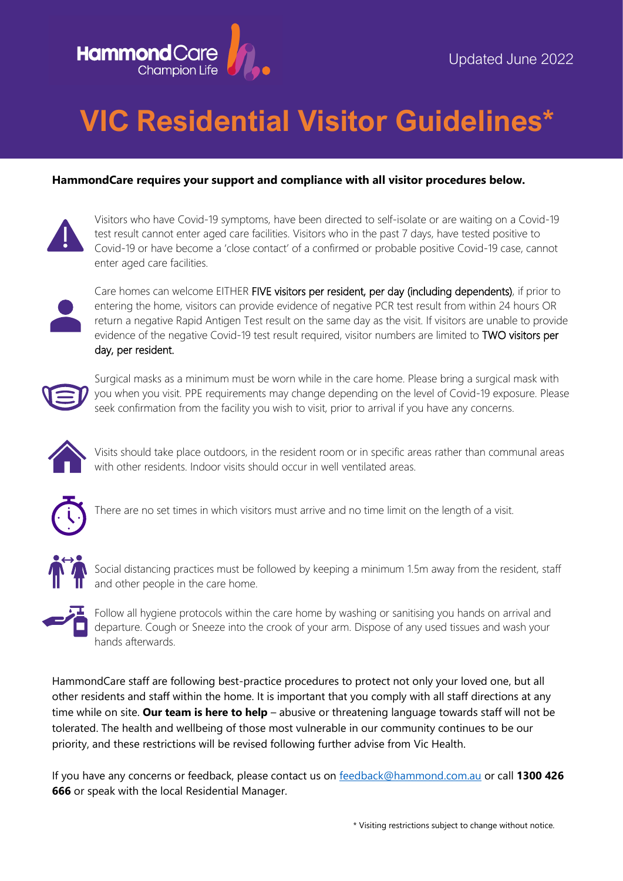HammondCare Champion Life

Updated June 2022

# VIC Residential Visitor Guidelines*

**HammondCare requires your support and compliance with all visitor procedures below.**

Visitors who have Covid-19 symptoms, have been directed to self-isolate or are waiting on a Covid-19 test result cannot enter aged care facilities. Visitors who in the past 7 days, have tested positive to Covid-19 or have become a 'close contact' of a confirmed or probable positive Covid-19 case, cannot enter aged care facilities.

Care homes can welcome EITHER FIVE visitors per resident, per day (including dependents), if prior to entering the home, visitors can provide evidence of negative PCR test result from within 24 hours OR return a negative Rapid Antigen Test result on the same day as the visit. If visitors are unable to provide evidence of the negative Covid-19 test result required, visitor numbers are limited to TWO visitors per day, per resident.

Surgical masks as a minimum must be worn while in the care home. Please bring a surgical mask with you when you visit. PPE requirements may change depending on the level of Covid-19 exposure. Please seek confirmation from the facility you wish to visit, prior to arrival if you have any concerns.

Visits should take place outdoors, in the resident room or in specific areas rather than communal areas with other residents. Indoor visits should occur in well ventilated areas.

There are no set times in which visitors must arrive and no time limit on the length of a visit.

Social distancing practices must be followed by keeping a minimum 1.5m away from the resident, staff and other people in the care home.

Follow all hygiene protocols within the care home by washing or sanitising you hands on arrival and departure. Cough or Sneeze into the crook of your arm. Dispose of any used tissues and wash your hands afterwards.

HammondCare staff are following best-practice procedures to protect not only your loved one, but all other residents and staff within the home. It is important that you comply with all staff directions at any time while on site. **Our team is here to help** – abusive or threatening language towards staff will not be tolerated. The health and wellbeing of those most vulnerable in our community continues to be our priority, and these restrictions will be revised following further advise from Vic Health.

If you have any concerns or feedback, please contact us on [feedback@hammond.com.au](mailto:feedback@hammond.com.au) or call **1300 426 666** or speak with the local Residential Manager.

\* Visiting restrictions subject to change without notice.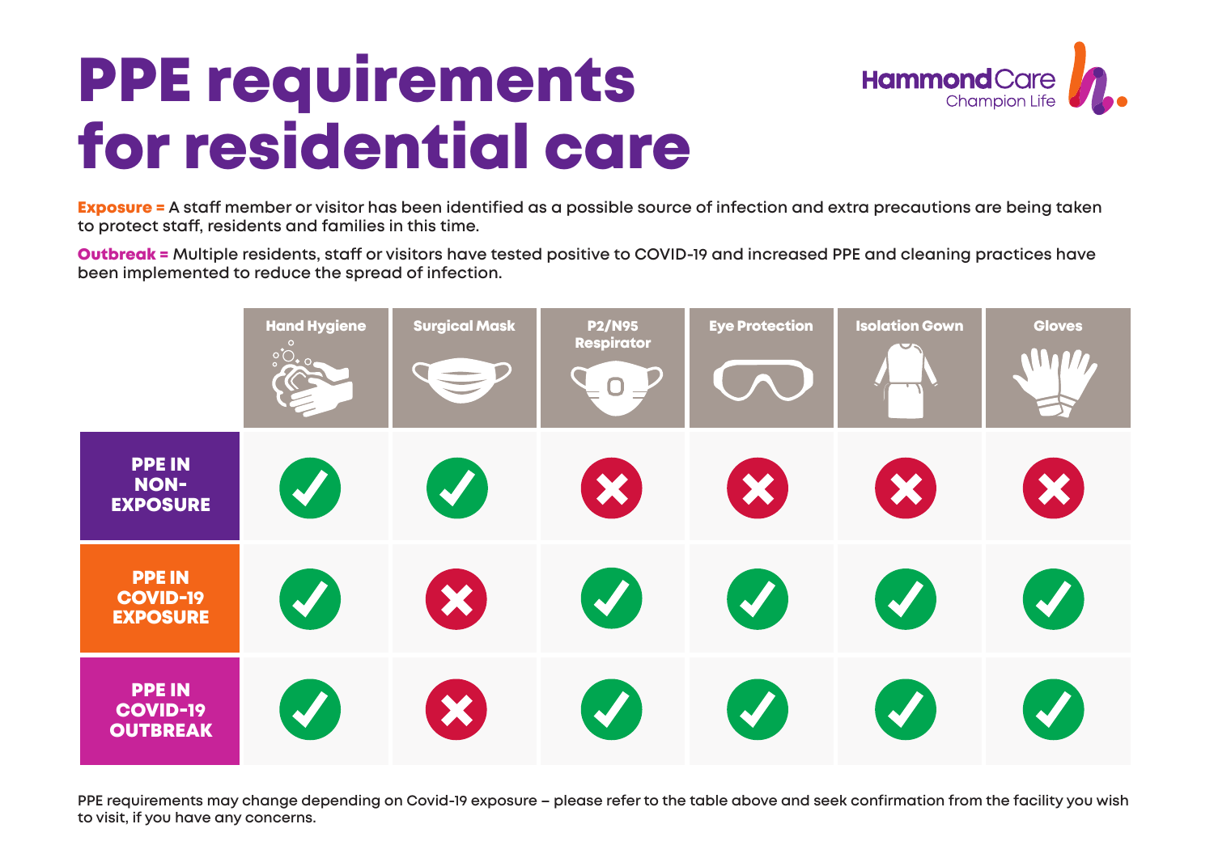# PPE requirements for residential care

HammondCare Champion Life

**Exposure =** A staff member or visitor has been identified as a possible source of infection and extra precautions are being taken to protect staff, residents and families in this time.

**Outbreak =** Multiple residents, staff or visitors have tested positive to COVID-19 and increased PPE and cleaning practices have been implemented to reduce the spread of infection.

| | Hand Hygiene | Surgical Mask | P2/N95 Respirator | Eye Protection | Isolation Gown | Gloves |
|---|---|---|---|---|---|---|
| **PPE IN NON-EXPOSURE** | ✓ | ✓ | ✗ | ✗ | ✗ | ✗ |
| **PPE IN COVID-19 EXPOSURE** | ✓ | ✗ | ✓ | ✓ | ✓ | ✓ |
| **PPE IN COVID-19 OUTBREAK** | ✓ | ✗ | ✓ | ✓ | ✓ | ✓ |

PPE requirements may change depending on Covid-19 exposure – please refer to the table above and seek confirmation from the facility you wish to visit, if you have any concerns.